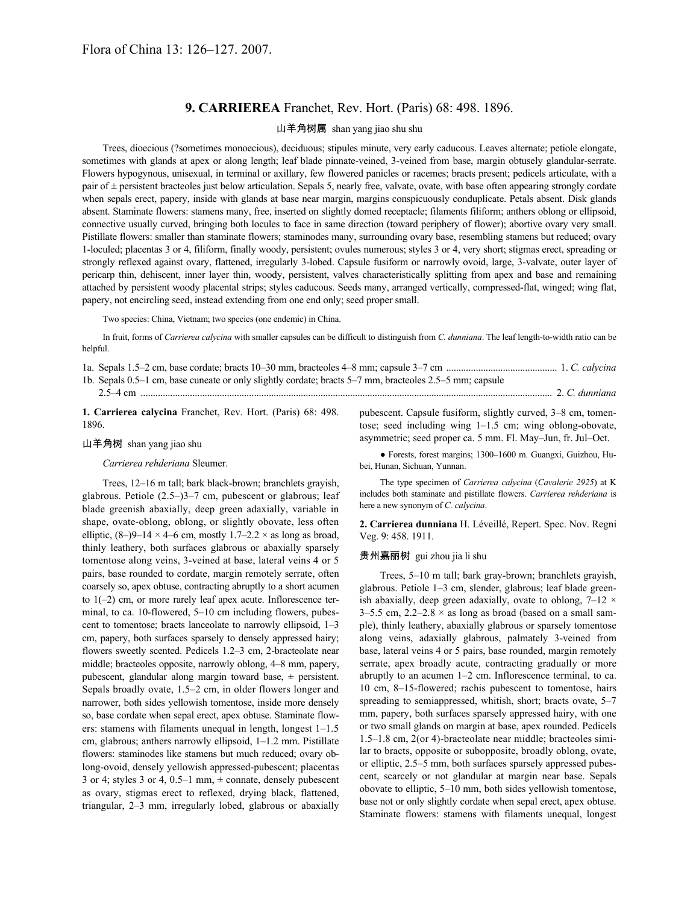Flora of China 13: 126–127. 2007.

## 9. CARRIEREA Franchet, Rev. Hort. (Paris) 68: 498. 1896.

山羊角树属 shan yang jiao shu shu

Trees, dioecious (?sometimes monoecious), deciduous; stipules minute, very early caducous. Leaves alternate; petiole elongate, sometimes with glands at apex or along length; leaf blade pinnate-veined, 3-veined from base, margin obtusely glandular-serrate. Flowers hypogynous, unisexual, in terminal or axillary, few flowered panicles or racemes; bracts present; pedicels articulate, with a pair of ± persistent bracteoles just below articulation. Sepals 5, nearly free, valvate, ovate, with base often appearing strongly cordate when sepals erect, papery, inside with glands at base near margin, margins conspicuously conduplicate. Petals absent. Disk glands absent. Staminate flowers: stamens many, free, inserted on slightly domed receptacle; filaments filiform; anthers oblong or ellipsoid, connective usually curved, bringing both locules to face in same direction (toward periphery of flower); abortive ovary very small. Pistillate flowers: smaller than staminate flowers; staminodes many, surrounding ovary base, resembling stamens but reduced; ovary 1-loculed; placentas 3 or 4, filiform, finally woody, persistent; ovules numerous; styles 3 or 4, very short; stigmas erect, spreading or strongly reflexed against ovary, flattened, irregularly 3-lobed. Capsule fusiform or narrowly ovoid, large, 3-valvate, outer layer of pericarp thin, dehiscent, inner layer thin, woody, persistent, valves characteristically splitting from apex and base and remaining attached by persistent woody placental strips; styles caducous. Seeds many, arranged vertically, compressed-flat, winged; wing flat, papery, not encircling seed, instead extending from one end only; seed proper small.

Two species: China, Vietnam; two species (one endemic) in China.

In fruit, forms of *Carrierea calycina* with smaller capsules can be difficult to distinguish from *C. dunniana*. The leaf length-to-width ratio can be helpful.

1a. Sepals 1.5–2 cm, base cordate; bracts 10–30 mm, bracteoles 4–8 mm; capsule 3–7 cm .............................................. 1. *C. calycina*
1b. Sepals 0.5–1 cm, base cuneate or only slightly cordate; bracts 5–7 mm, bracteoles 2.5–5 mm; capsule 2.5–4 cm .............................................................................................................................................................. 2. *C. dunniana*

**1. Carrierea calycina** Franchet, Rev. Hort. (Paris) 68: 498. 1896.

山羊角树 shan yang jiao shu

*Carrierea rehderiana* Sleumer.

Trees, 12–16 m tall; bark black-brown; branchlets grayish, glabrous. Petiole (2.5–)3–7 cm, pubescent or glabrous; leaf blade greenish abaxially, deep green adaxially, variable in shape, ovate-oblong, oblong, or slightly obovate, less often elliptic, (8–)9–14 × 4–6 cm, mostly 1.7–2.2 × as long as broad, thinly leathery, both surfaces glabrous or abaxially sparsely tomentose along veins, 3-veined at base, lateral veins 4 or 5 pairs, base rounded to cordate, margin remotely serrate, often coarsely so, apex obtuse, contracting abruptly to a short acumen to 1(–2) cm, or more rarely leaf apex acute. Inflorescence terminal, to ca. 10-flowered, 5–10 cm including flowers, pubescent to tomentose; bracts lanceolate to narrowly ellipsoid, 1–3 cm, papery, both surfaces sparsely to densely appressed hairy; flowers sweetly scented. Pedicels 1.2–3 cm, 2-bracteolate near middle; bracteoles opposite, narrowly oblong, 4–8 mm, papery, pubescent, glandular along margin toward base, ± persistent. Sepals broadly ovate, 1.5–2 cm, in older flowers longer and narrower, both sides yellowish tomentose, inside more densely so, base cordate when sepal erect, apex obtuse. Staminate flowers: stamens with filaments unequal in length, longest 1–1.5 cm, glabrous; anthers narrowly ellipsoid, 1–1.2 mm. Pistillate flowers: staminodes like stamens but much reduced; ovary oblong-ovoid, densely yellowish appressed-pubescent; placentas 3 or 4; styles 3 or 4, 0.5–1 mm, ± connate, densely pubescent as ovary, stigmas erect to reflexed, drying black, flattened, triangular, 2–3 mm, irregularly lobed, glabrous or abaxially pubescent. Capsule fusiform, slightly curved, 3–8 cm, tomentose; seed including wing 1–1.5 cm; wing oblong-obovate, asymmetric; seed proper ca. 5 mm. Fl. May–Jun, fr. Jul–Oct.

● Forests, forest margins; 1300–1600 m. Guangxi, Guizhou, Hubei, Hunan, Sichuan, Yunnan.

The type specimen of *Carrierea calycina* (*Cavalerie 2925*) at K includes both staminate and pistillate flowers. *Carrierea rehderiana* is here a new synonym of *C. calycina*.

**2. Carrierea dunniana** H. Léveillé, Repert. Spec. Nov. Regni Veg. 9: 458. 1911.

贵州嘉丽树 gui zhou jia li shu

Trees, 5–10 m tall; bark gray-brown; branchlets grayish, glabrous. Petiole 1–3 cm, slender, glabrous; leaf blade greenish abaxially, deep green adaxially, ovate to oblong, 7–12 × 3–5.5 cm, 2.2–2.8 × as long as broad (based on a small sample), thinly leathery, abaxially glabrous or sparsely tomentose along veins, adaxially glabrous, palmately 3-veined from base, lateral veins 4 or 5 pairs, base rounded, margin remotely serrate, apex broadly acute, contracting gradually or more abruptly to an acumen 1–2 cm. Inflorescence terminal, to ca. 10 cm, 8–15-flowered; rachis pubescent to tomentose, hairs spreading to semiappressed, whitish, short; bracts ovate, 5–7 mm, papery, both surfaces sparsely appressed hairy, with one or two small glands on margin at base, apex rounded. Pedicels 1.5–1.8 cm, 2(or 4)-bracteolate near middle; bracteoles similar to bracts, opposite or subopposite, broadly oblong, ovate, or elliptic, 2.5–5 mm, both surfaces sparsely appressed pubescent, scarcely or not glandular at margin near base. Sepals obovate to elliptic, 5–10 mm, both sides yellowish tomentose, base not or only slightly cordate when sepal erect, apex obtuse. Staminate flowers: stamens with filaments unequal, longest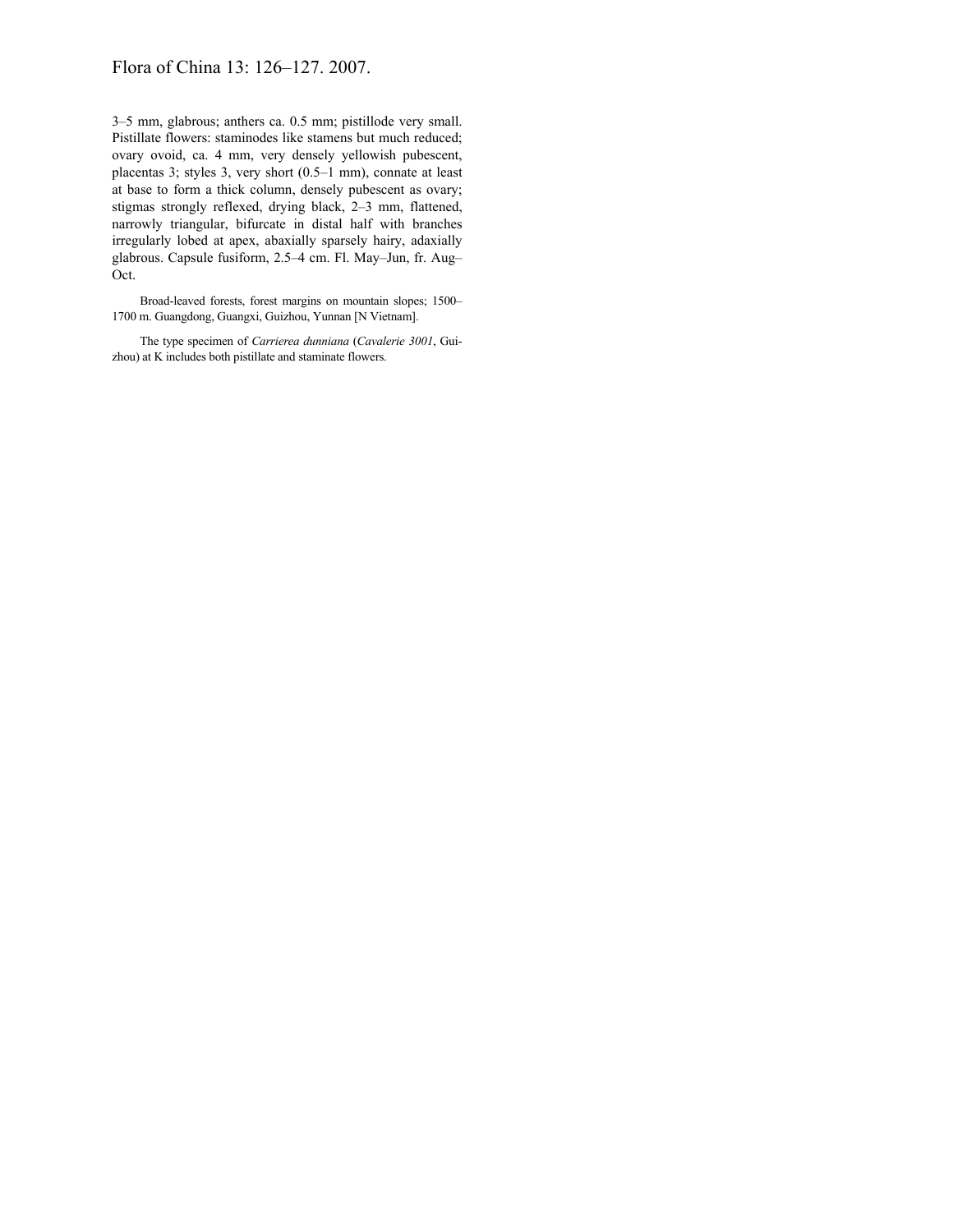3–5 mm, glabrous; anthers ca. 0.5 mm; pistillode very small. Pistillate flowers: staminodes like stamens but much reduced; ovary ovoid, ca. 4 mm, very densely yellowish pubescent, placentas 3; styles 3, very short (0.5–1 mm), connate at least at base to form a thick column, densely pubescent as ovary; stigmas strongly reflexed, drying black, 2–3 mm, flattened, narrowly triangular, bifurcate in distal half with branches irregularly lobed at apex, abaxially sparsely hairy, adaxially glabrous. Capsule fusiform, 2.5–4 cm. Fl. May–Jun, fr. Aug–Oct.

Broad-leaved forests, forest margins on mountain slopes; 1500–1700 m. Guangdong, Guangxi, Guizhou, Yunnan [N Vietnam].

The type specimen of *Carrierea dunniana* (*Cavalerie 3001*, Guizhou) at K includes both pistillate and staminate flowers.